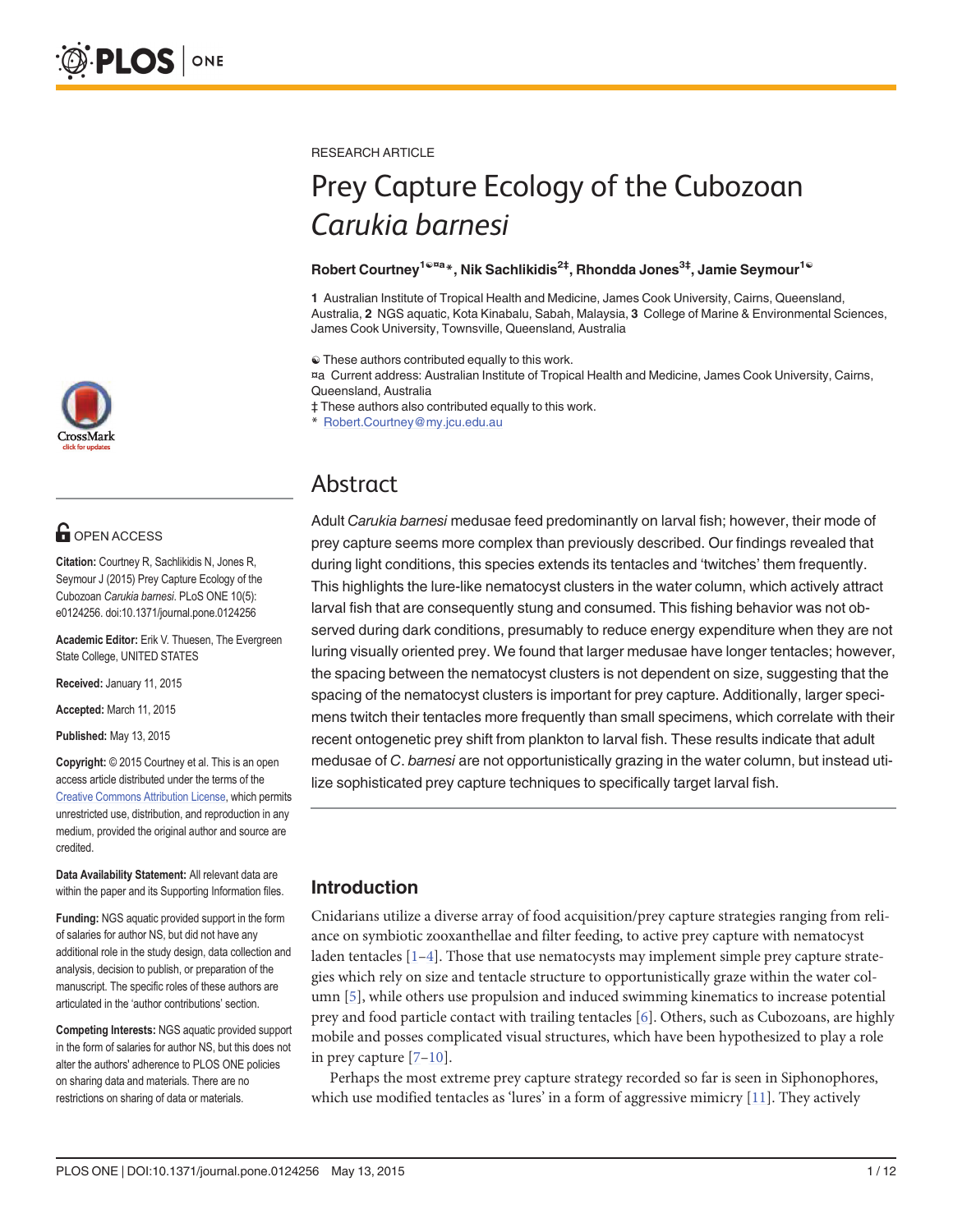RESEARCH ARTICLE

# Prey Capture Ecology of the Cubozoan *Carukia barnesi*

**Robert Courtney**[1☯¤a]*, **Nik Sachlikidis**[2‡], **Rhondda Jones**[3‡], **Jamie Seymour**[1☯]

**1** Australian Institute of Tropical Health and Medicine, James Cook University, Cairns, Queensland, Australia, **2** NGS aquatic, Kota Kinabalu, Sabah, Malaysia, **3** College of Marine & Environmental Sciences, James Cook University, Townsville, Queensland, Australia

☯ These authors contributed equally to this work.
¤a Current address: Australian Institute of Tropical Health and Medicine, James Cook University, Cairns, Queensland, Australia
‡ These authors also contributed equally to this work.
* Robert.Courtney@my.jcu.edu.au

OPEN ACCESS

**Citation:** Courtney R, Sachlikidis N, Jones R, Seymour J (2015) Prey Capture Ecology of the Cubozoan *Carukia barnesi*. PLoS ONE 10(5): e0124256. doi:10.1371/journal.pone.0124256

**Academic Editor:** Erik V. Thuesen, The Evergreen State College, UNITED STATES

**Received:** January 11, 2015

**Accepted:** March 11, 2015

**Published:** May 13, 2015

**Copyright:** © 2015 Courtney et al. This is an open access article distributed under the terms of the Creative Commons Attribution License, which permits unrestricted use, distribution, and reproduction in any medium, provided the original author and source are credited.

**Data Availability Statement:** All relevant data are within the paper and its Supporting Information files.

**Funding:** NGS aquatic provided support in the form of salaries for author NS, but did not have any additional role in the study design, data collection and analysis, decision to publish, or preparation of the manuscript. The specific roles of these authors are articulated in the 'author contributions' section.

**Competing Interests:** NGS aquatic provided support in the form of salaries for author NS, but this does not alter the authors' adherence to PLOS ONE policies on sharing data and materials. There are no restrictions on sharing of data or materials.

## Abstract

Adult *Carukia barnesi* medusae feed predominantly on larval fish; however, their mode of prey capture seems more complex than previously described. Our findings revealed that during light conditions, this species extends its tentacles and 'twitches' them frequently. This highlights the lure-like nematocyst clusters in the water column, which actively attract larval fish that are consequently stung and consumed. This fishing behavior was not observed during dark conditions, presumably to reduce energy expenditure when they are not luring visually oriented prey. We found that larger medusae have longer tentacles; however, the spacing between the nematocyst clusters is not dependent on size, suggesting that the spacing of the nematocyst clusters is important for prey capture. Additionally, larger specimens twitch their tentacles more frequently than small specimens, which correlate with their recent ontogenetic prey shift from plankton to larval fish. These results indicate that adult medusae of *C. barnesi* are not opportunistically grazing in the water column, but instead utilize sophisticated prey capture techniques to specifically target larval fish.

## Introduction

Cnidarians utilize a diverse array of food acquisition/prey capture strategies ranging from reliance on symbiotic zooxanthellae and filter feeding, to active prey capture with nematocyst laden tentacles [1–4]. Those that use nematocysts may implement simple prey capture strategies which rely on size and tentacle structure to opportunistically graze within the water column [5], while others use propulsion and induced swimming kinematics to increase potential prey and food particle contact with trailing tentacles [6]. Others, such as Cubozoans, are highly mobile and posses complicated visual structures, which have been hypothesized to play a role in prey capture [7–10].

Perhaps the most extreme prey capture strategy recorded so far is seen in Siphonophores, which use modified tentacles as 'lures' in a form of aggressive mimicry [11]. They actively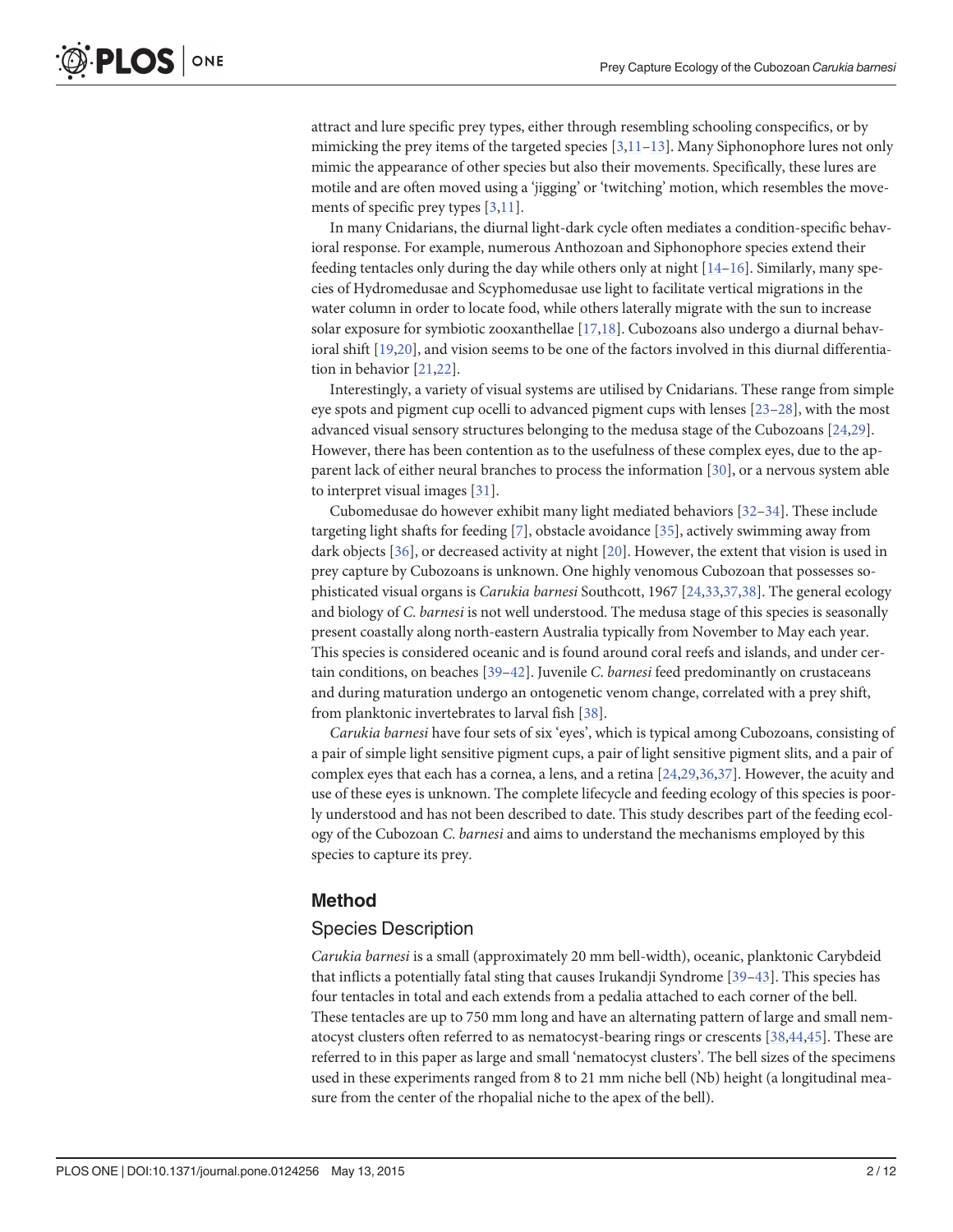attract and lure specific prey types, either through resembling schooling conspecifics, or by mimicking the prey items of the targeted species [3,11–13]. Many Siphonophore lures not only mimic the appearance of other species but also their movements. Specifically, these lures are motile and are often moved using a 'jigging' or 'twitching' motion, which resembles the movements of specific prey types [3,11].

In many Cnidarians, the diurnal light-dark cycle often mediates a condition-specific behavioral response. For example, numerous Anthozoan and Siphonophore species extend their feeding tentacles only during the day while others only at night [14–16]. Similarly, many species of Hydromedusae and Scyphomedusae use light to facilitate vertical migrations in the water column in order to locate food, while others laterally migrate with the sun to increase solar exposure for symbiotic zooxanthellae [17,18]. Cubozoans also undergo a diurnal behavioral shift [19,20], and vision seems to be one of the factors involved in this diurnal differentiation in behavior [21,22].

Interestingly, a variety of visual systems are utilised by Cnidarians. These range from simple eye spots and pigment cup ocelli to advanced pigment cups with lenses [23–28], with the most advanced visual sensory structures belonging to the medusa stage of the Cubozoans [24,29]. However, there has been contention as to the usefulness of these complex eyes, due to the apparent lack of either neural branches to process the information [30], or a nervous system able to interpret visual images [31].

Cubomedusae do however exhibit many light mediated behaviors [32–34]. These include targeting light shafts for feeding [7], obstacle avoidance [35], actively swimming away from dark objects [36], or decreased activity at night [20]. However, the extent that vision is used in prey capture by Cubozoans is unknown. One highly venomous Cubozoan that possesses sophisticated visual organs is *Carukia barnesi* Southcott, 1967 [24,33,37,38]. The general ecology and biology of *C. barnesi* is not well understood. The medusa stage of this species is seasonally present coastally along north-eastern Australia typically from November to May each year. This species is considered oceanic and is found around coral reefs and islands, and under certain conditions, on beaches [39–42]. Juvenile *C. barnesi* feed predominantly on crustaceans and during maturation undergo an ontogenetic venom change, correlated with a prey shift, from planktonic invertebrates to larval fish [38].

*Carukia barnesi* have four sets of six 'eyes', which is typical among Cubozoans, consisting of a pair of simple light sensitive pigment cups, a pair of light sensitive pigment slits, and a pair of complex eyes that each has a cornea, a lens, and a retina [24,29,36,37]. However, the acuity and use of these eyes is unknown. The complete lifecycle and feeding ecology of this species is poorly understood and has not been described to date. This study describes part of the feeding ecology of the Cubozoan *C. barnesi* and aims to understand the mechanisms employed by this species to capture its prey.

## Method

### Species Description

*Carukia barnesi* is a small (approximately 20 mm bell-width), oceanic, planktonic Carybdeid that inflicts a potentially fatal sting that causes Irukandji Syndrome [39–43]. This species has four tentacles in total and each extends from a pedalia attached to each corner of the bell. These tentacles are up to 750 mm long and have an alternating pattern of large and small nematocyst clusters often referred to as nematocyst-bearing rings or crescents [38,44,45]. These are referred to in this paper as large and small 'nematocyst clusters'. The bell sizes of the specimens used in these experiments ranged from 8 to 21 mm niche bell (Nb) height (a longitudinal measure from the center of the rhopalial niche to the apex of the bell).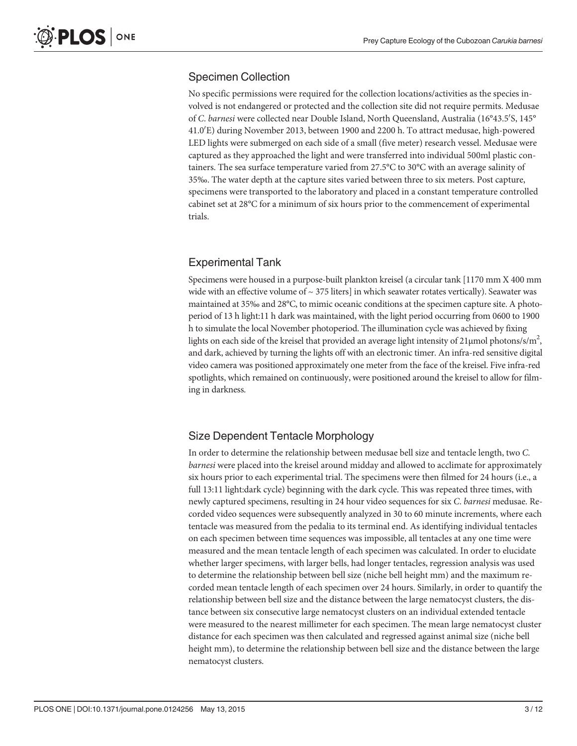## Specimen Collection

No specific permissions were required for the collection locations/activities as the species involved is not endangered or protected and the collection site did not require permits. Medusae of *C. barnesi* were collected near Double Island, North Queensland, Australia (16°43.5′S, 145° 41.0′E) during November 2013, between 1900 and 2200 h. To attract medusae, high-powered LED lights were submerged on each side of a small (five meter) research vessel. Medusae were captured as they approached the light and were transferred into individual 500ml plastic containers. The sea surface temperature varied from 27.5°C to 30°C with an average salinity of 35‰. The water depth at the capture sites varied between three to six meters. Post capture, specimens were transported to the laboratory and placed in a constant temperature controlled cabinet set at 28°C for a minimum of six hours prior to the commencement of experimental trials.

## Experimental Tank

Specimens were housed in a purpose-built plankton kreisel (a circular tank [1170 mm X 400 mm wide with an effective volume of ~ 375 liters] in which seawater rotates vertically). Seawater was maintained at 35‰ and 28°C, to mimic oceanic conditions at the specimen capture site. A photoperiod of 13 h light:11 h dark was maintained, with the light period occurring from 0600 to 1900 h to simulate the local November photoperiod. The illumination cycle was achieved by fixing lights on each side of the kreisel that provided an average light intensity of 21μmol photons/s/$m^2$, and dark, achieved by turning the lights off with an electronic timer. An infra-red sensitive digital video camera was positioned approximately one meter from the face of the kreisel. Five infra-red spotlights, which remained on continuously, were positioned around the kreisel to allow for filming in darkness.

## Size Dependent Tentacle Morphology

In order to determine the relationship between medusae bell size and tentacle length, two *C. barnesi* were placed into the kreisel around midday and allowed to acclimate for approximately six hours prior to each experimental trial. The specimens were then filmed for 24 hours (i.e., a full 13:11 light:dark cycle) beginning with the dark cycle. This was repeated three times, with newly captured specimens, resulting in 24 hour video sequences for six *C. barnesi* medusae. Recorded video sequences were subsequently analyzed in 30 to 60 minute increments, where each tentacle was measured from the pedalia to its terminal end. As identifying individual tentacles on each specimen between time sequences was impossible, all tentacles at any one time were measured and the mean tentacle length of each specimen was calculated. In order to elucidate whether larger specimens, with larger bells, had longer tentacles, regression analysis was used to determine the relationship between bell size (niche bell height mm) and the maximum recorded mean tentacle length of each specimen over 24 hours. Similarly, in order to quantify the relationship between bell size and the distance between the large nematocyst clusters, the distance between six consecutive large nematocyst clusters on an individual extended tentacle were measured to the nearest millimeter for each specimen. The mean large nematocyst cluster distance for each specimen was then calculated and regressed against animal size (niche bell height mm), to determine the relationship between bell size and the distance between the large nematocyst clusters.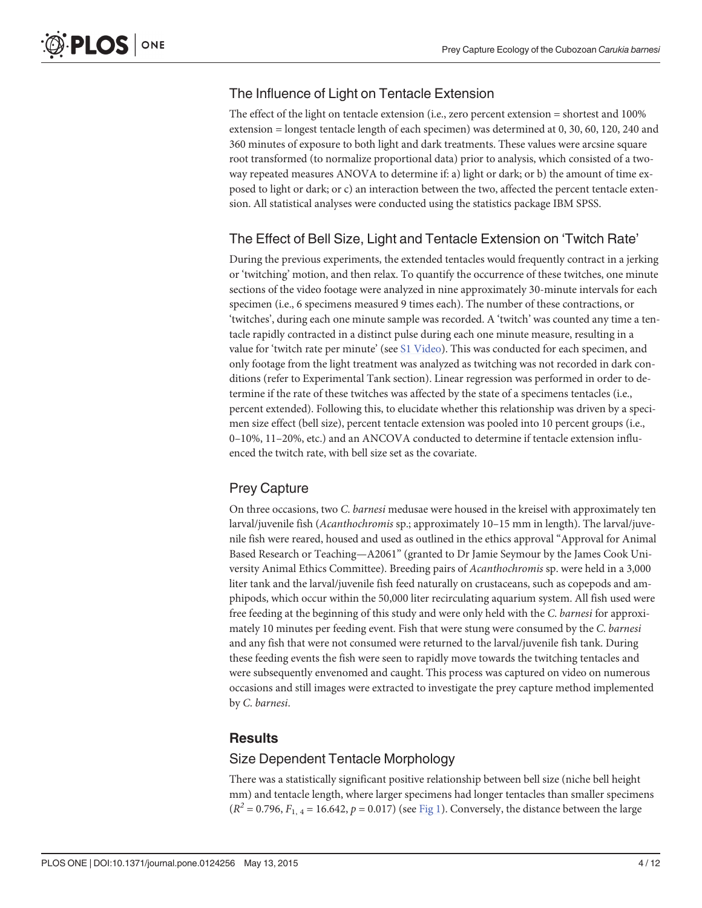## The Influence of Light on Tentacle Extension

The effect of the light on tentacle extension (i.e., zero percent extension = shortest and 100% extension = longest tentacle length of each specimen) was determined at 0, 30, 60, 120, 240 and 360 minutes of exposure to both light and dark treatments. These values were arcsine square root transformed (to normalize proportional data) prior to analysis, which consisted of a two-way repeated measures ANOVA to determine if: a) light or dark; or b) the amount of time exposed to light or dark; or c) an interaction between the two, affected the percent tentacle extension. All statistical analyses were conducted using the statistics package IBM SPSS.

## The Effect of Bell Size, Light and Tentacle Extension on 'Twitch Rate'

During the previous experiments, the extended tentacles would frequently contract in a jerking or 'twitching' motion, and then relax. To quantify the occurrence of these twitches, one minute sections of the video footage were analyzed in nine approximately 30-minute intervals for each specimen (i.e., 6 specimens measured 9 times each). The number of these contractions, or 'twitches', during each one minute sample was recorded. A 'twitch' was counted any time a tentacle rapidly contracted in a distinct pulse during each one minute measure, resulting in a value for 'twitch rate per minute' (see S1 Video). This was conducted for each specimen, and only footage from the light treatment was analyzed as twitching was not recorded in dark conditions (refer to Experimental Tank section). Linear regression was performed in order to determine if the rate of these twitches was affected by the state of a specimens tentacles (i.e., percent extended). Following this, to elucidate whether this relationship was driven by a specimen size effect (bell size), percent tentacle extension was pooled into 10 percent groups (i.e., 0–10%, 11–20%, etc.) and an ANCOVA conducted to determine if tentacle extension influenced the twitch rate, with bell size set as the covariate.

## Prey Capture

On three occasions, two *C. barnesi* medusae were housed in the kreisel with approximately ten larval/juvenile fish (*Acanthochromis* sp.; approximately 10–15 mm in length). The larval/juvenile fish were reared, housed and used as outlined in the ethics approval "Approval for Animal Based Research or Teaching—A2061" (granted to Dr Jamie Seymour by the James Cook University Animal Ethics Committee). Breeding pairs of *Acanthochromis* sp. were held in a 3,000 liter tank and the larval/juvenile fish feed naturally on crustaceans, such as copepods and amphipods, which occur within the 50,000 liter recirculating aquarium system. All fish used were free feeding at the beginning of this study and were only held with the *C. barnesi* for approximately 10 minutes per feeding event. Fish that were stung were consumed by the *C. barnesi* and any fish that were not consumed were returned to the larval/juvenile fish tank. During these feeding events the fish were seen to rapidly move towards the twitching tentacles and were subsequently envenomed and caught. This process was captured on video on numerous occasions and still images were extracted to investigate the prey capture method implemented by *C. barnesi*.

# Results

## Size Dependent Tentacle Morphology

There was a statistically significant positive relationship between bell size (niche bell height mm) and tentacle length, where larger specimens had longer tentacles than smaller specimens ($R^2 = 0.796$, $F_{1, 4} = 16.642$, $p = 0.017$) (see Fig 1). Conversely, the distance between the large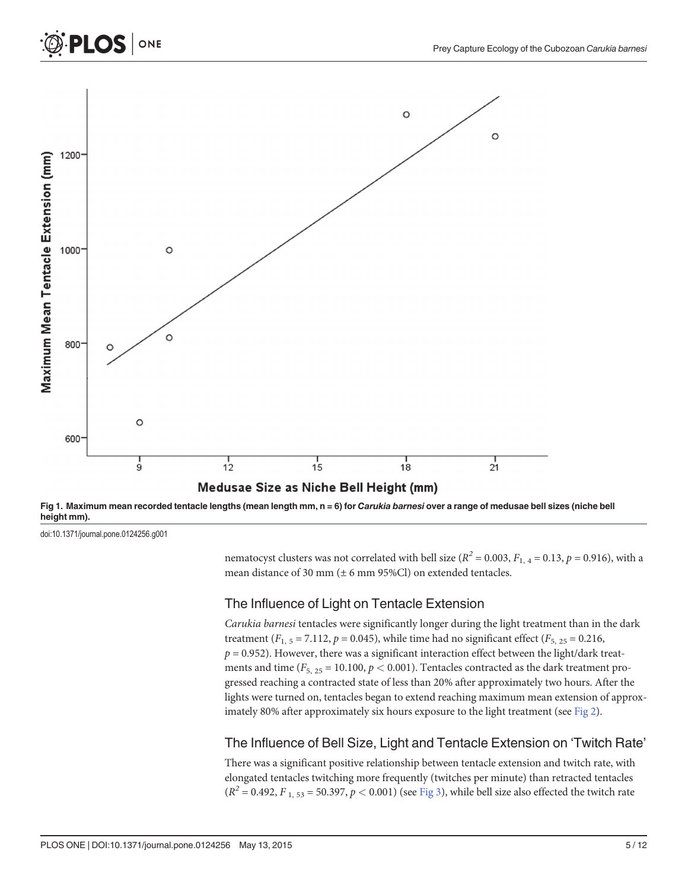Maximum Mean Tentacle Extension (mm)

1200

1000

800

600

9

12

15

18

21

Medusae Size as Niche Bell Height (mm)

**Fig 1. Maximum mean recorded tentacle lengths (mean length mm, n = 6) for *Carukia barnesi* over a range of medusae bell sizes (niche bell height mm).**

doi:10.1371/journal.pone.0124256.g001

nematocyst clusters was not correlated with bell size ($R^2 = 0.003$, $F_{1,4} = 0.13$, $p = 0.916$), with a mean distance of 30 mm (± 6 mm 95%Cl) on extended tentacles.

## The Influence of Light on Tentacle Extension

*Carukia barnesi* tentacles were significantly longer during the light treatment than in the dark treatment ($F_{1,5} = 7.112$, $p = 0.045$), while time had no significant effect ($F_{5,25} = 0.216$, $p = 0.952$). However, there was a significant interaction effect between the light/dark treatments and time ($F_{5,25} = 10.100$, $p < 0.001$). Tentacles contracted as the dark treatment progressed reaching a contracted state of less than 20% after approximately two hours. After the lights were turned on, tentacles began to extend reaching maximum mean extension of approximately 80% after approximately six hours exposure to the light treatment (see Fig 2).

## The Influence of Bell Size, Light and Tentacle Extension on 'Twitch Rate'

There was a significant positive relationship between tentacle extension and twitch rate, with elongated tentacles twitching more frequently (twitches per minute) than retracted tentacles ($R^2 = 0.492$, $F_{1,53} = 50.397$, $p < 0.001$) (see Fig 3), while bell size also effected the twitch rate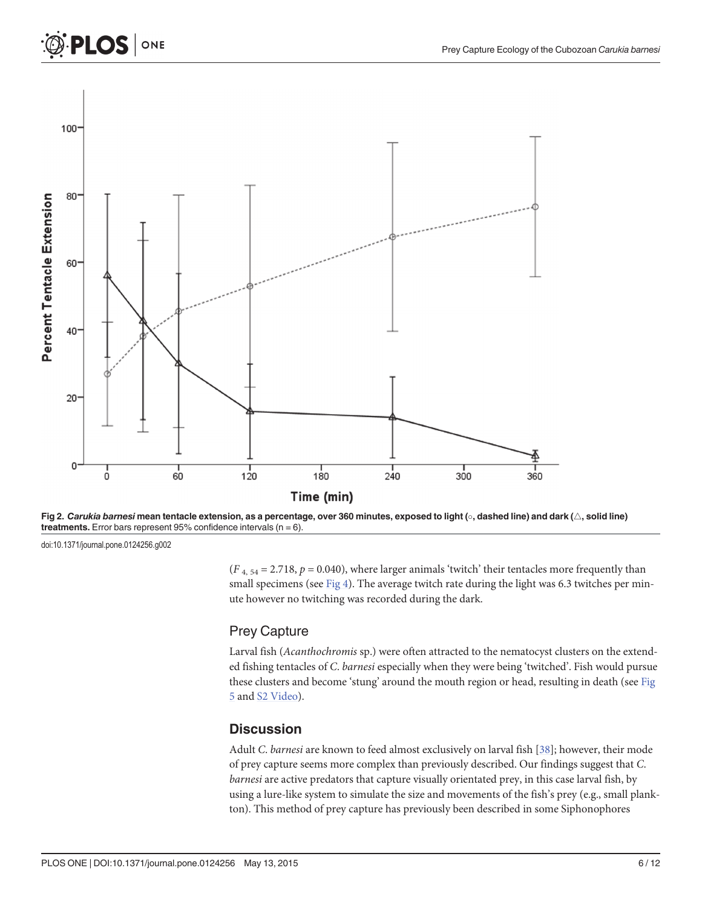Percent Tentacle Extension

100
80
60
40
20
0

0
60
120
180
240
300
360

Time (min)

**Fig 2.** ***Carukia barnesi*** **mean tentacle extension, as a percentage, over 360 minutes, exposed to light (○, dashed line) and dark (△, solid line) treatments.** Error bars represent 95% confidence intervals (n = 6).

doi:10.1371/journal.pone.0124256.g002

($F_{4, 54} = 2.718$, $p = 0.040$), where larger animals 'twitch' their tentacles more frequently than small specimens (see Fig 4). The average twitch rate during the light was 6.3 twitches per minute however no twitching was recorded during the dark.

## Prey Capture

Larval fish (*Acanthochromis* sp.) were often attracted to the nematocyst clusters on the extended fishing tentacles of *C. barnesi* especially when they were being 'twitched'. Fish would pursue these clusters and become 'stung' around the mouth region or head, resulting in death (see Fig 5 and S2 Video).

# Discussion

Adult *C. barnesi* are known to feed almost exclusively on larval fish [38]; however, their mode of prey capture seems more complex than previously described. Our findings suggest that *C. barnesi* are active predators that capture visually orientated prey, in this case larval fish, by using a lure-like system to simulate the size and movements of the fish's prey (e.g., small plankton). This method of prey capture has previously been described in some Siphonophores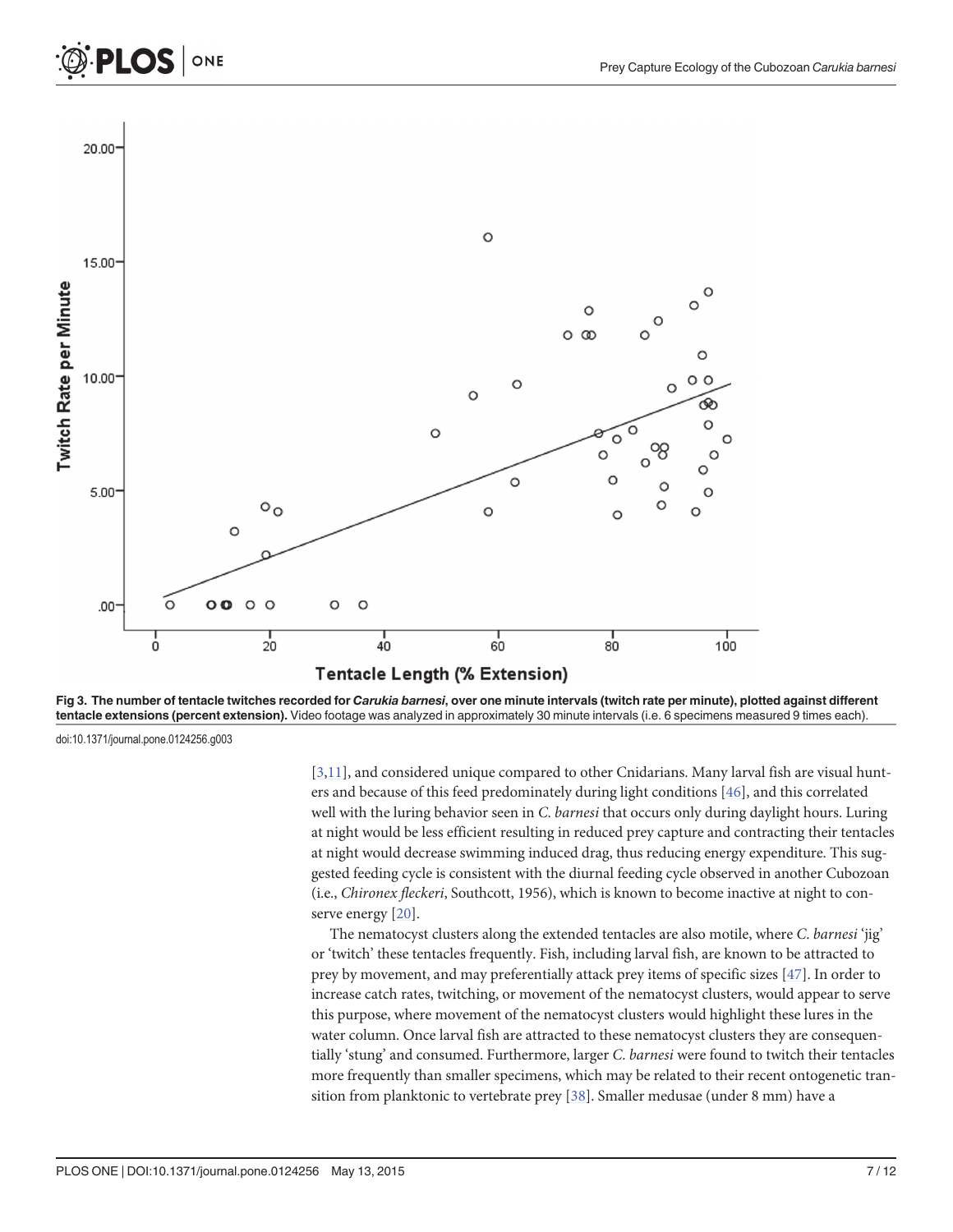20.00

15.00

10.00

5.00

.00

0

20

40

60

80

100

Twitch Rate per Minute

Tentacle Length (% Extension)

**Fig 3. The number of tentacle twitches recorded for *Carukia barnesi*, over one minute intervals (twitch rate per minute), plotted against different tentacle extensions (percent extension).** Video footage was analyzed in approximately 30 minute intervals (i.e. 6 specimens measured 9 times each).

doi:10.1371/journal.pone.0124256.g003

[3,11], and considered unique compared to other Cnidarians. Many larval fish are visual hunters and because of this feed predominately during light conditions [46], and this correlated well with the luring behavior seen in *C. barnesi* that occurs only during daylight hours. Luring at night would be less efficient resulting in reduced prey capture and contracting their tentacles at night would decrease swimming induced drag, thus reducing energy expenditure. This suggested feeding cycle is consistent with the diurnal feeding cycle observed in another Cubozoan (i.e., *Chironex fleckeri*, Southcott, 1956), which is known to become inactive at night to conserve energy [20].

The nematocyst clusters along the extended tentacles are also motile, where *C. barnesi* 'jig' or 'twitch' these tentacles frequently. Fish, including larval fish, are known to be attracted to prey by movement, and may preferentially attack prey items of specific sizes [47]. In order to increase catch rates, twitching, or movement of the nematocyst clusters, would appear to serve this purpose, where movement of the nematocyst clusters would highlight these lures in the water column. Once larval fish are attracted to these nematocyst clusters they are consequentially 'stung' and consumed. Furthermore, larger *C. barnesi* were found to twitch their tentacles more frequently than smaller specimens, which may be related to their recent ontogenetic transition from planktonic to vertebrate prey [38]. Smaller medusae (under 8 mm) have a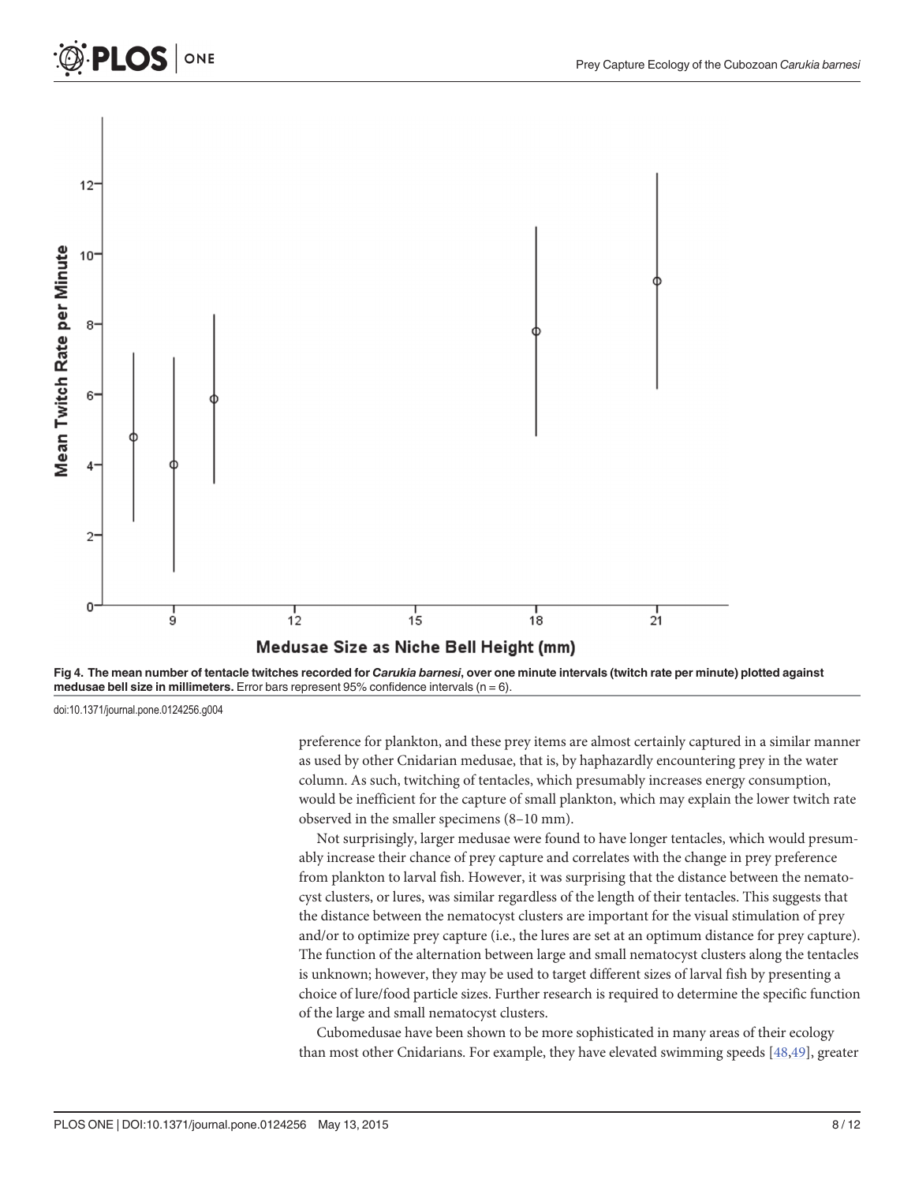Mean Twitch Rate per Minute

0
2
4
6
8
10
12

9
12
15
18
21

Medusae Size as Niche Bell Height (mm)

**Fig 4. The mean number of tentacle twitches recorded for *Carukia barnesi*, over one minute intervals (twitch rate per minute) plotted against medusae bell size in millimeters.** Error bars represent 95% confidence intervals (n = 6).

doi:10.1371/journal.pone.0124256.g004

preference for plankton, and these prey items are almost certainly captured in a similar manner as used by other Cnidarian medusae, that is, by haphazardly encountering prey in the water column. As such, twitching of tentacles, which presumably increases energy consumption, would be inefficient for the capture of small plankton, which may explain the lower twitch rate observed in the smaller specimens (8–10 mm).

Not surprisingly, larger medusae were found to have longer tentacles, which would presumably increase their chance of prey capture and correlates with the change in prey preference from plankton to larval fish. However, it was surprising that the distance between the nematocyst clusters, or lures, was similar regardless of the length of their tentacles. This suggests that the distance between the nematocyst clusters are important for the visual stimulation of prey and/or to optimize prey capture (i.e., the lures are set at an optimum distance for prey capture). The function of the alternation between large and small nematocyst clusters along the tentacles is unknown; however, they may be used to target different sizes of larval fish by presenting a choice of lure/food particle sizes. Further research is required to determine the specific function of the large and small nematocyst clusters.

Cubomedusae have been shown to be more sophisticated in many areas of their ecology than most other Cnidarians. For example, they have elevated swimming speeds [48,49], greater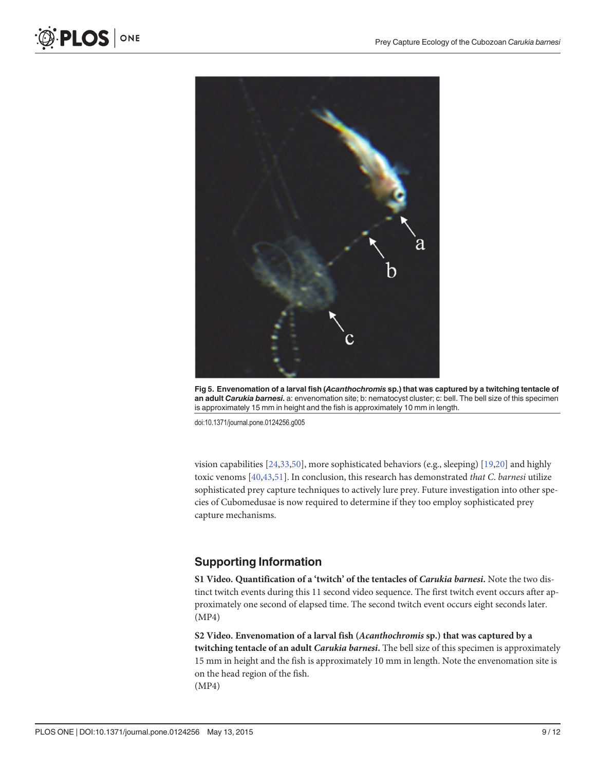Fig 5. Envenomation of a larval fish (*Acanthochromis* sp.) that was captured by a twitching tentacle of an adult *Carukia barnesi*. a: envenomation site; b: nematocyst cluster; c: bell. The bell size of this specimen is approximately 15 mm in height and the fish is approximately 10 mm in length.

doi:10.1371/journal.pone.0124256.g005

vision capabilities [24,33,50], more sophisticated behaviors (e.g., sleeping) [19,20] and highly toxic venoms [40,43,51]. In conclusion, this research has demonstrated *that C. barnesi* utilize sophisticated prey capture techniques to actively lure prey. Future investigation into other species of Cubomedusae is now required to determine if they too employ sophisticated prey capture mechanisms.

## Supporting Information

**S1 Video. Quantification of a 'twitch' of the tentacles of *Carukia barnesi*.** Note the two distinct twitch events during this 11 second video sequence. The first twitch event occurs after approximately one second of elapsed time. The second twitch event occurs eight seconds later.
(MP4)

**S2 Video. Envenomation of a larval fish (*Acanthochromis* sp.) that was captured by a twitching tentacle of an adult *Carukia barnesi*.** The bell size of this specimen is approximately 15 mm in height and the fish is approximately 10 mm in length. Note the envenomation site is on the head region of the fish.
(MP4)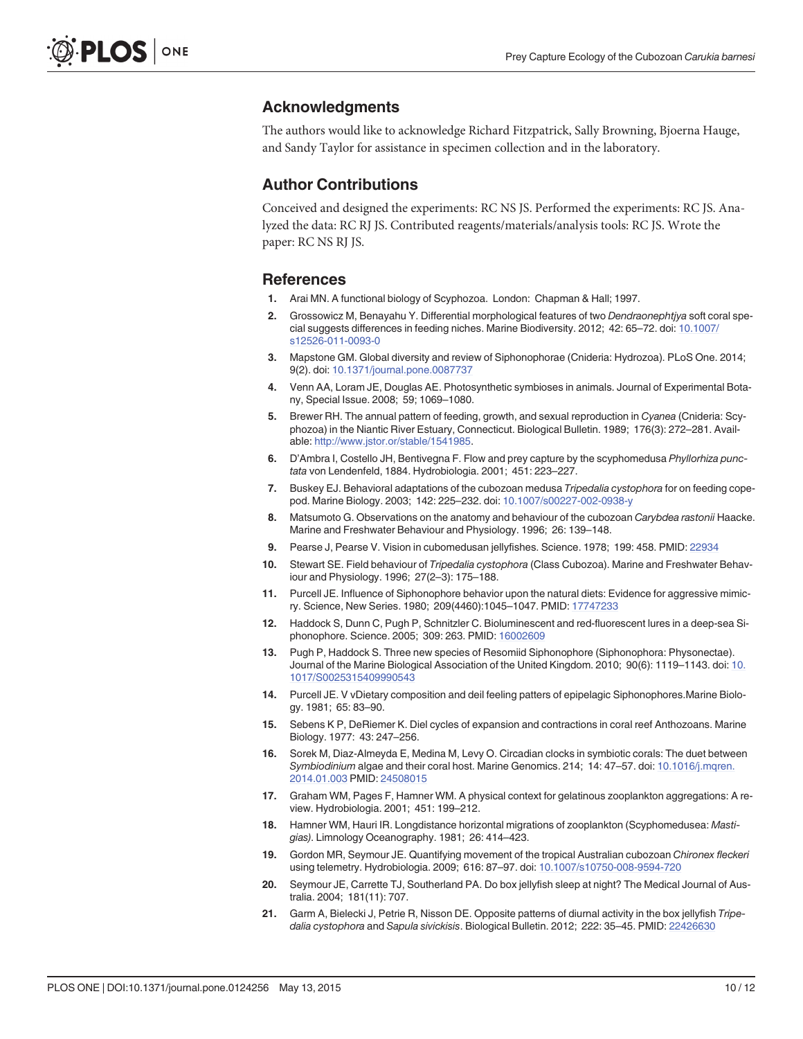## Acknowledgments

The authors would like to acknowledge Richard Fitzpatrick, Sally Browning, Bjoerna Hauge, and Sandy Taylor for assistance in specimen collection and in the laboratory.

## Author Contributions

Conceived and designed the experiments: RC NS JS. Performed the experiments: RC JS. Analyzed the data: RC RJ JS. Contributed reagents/materials/analysis tools: RC JS. Wrote the paper: RC NS RJ JS.

## References

1. Arai MN. A functional biology of Scyphozoa. London: Chapman & Hall; 1997.
2. Grossowicz M, Benayahu Y. Differential morphological features of two *Dendraonephtjya* soft coral special suggests differences in feeding niches. Marine Biodiversity. 2012; 42: 65–72. doi: 10.1007/s12526-011-0093-0
3. Mapstone GM. Global diversity and review of Siphonophorae (Cnideria: Hydrozoa). PLoS One. 2014; 9(2). doi: 10.1371/journal.pone.0087737
4. Venn AA, Loram JE, Douglas AE. Photosynthetic symbioses in animals. Journal of Experimental Botany, Special Issue. 2008; 59; 1069–1080.
5. Brewer RH. The annual pattern of feeding, growth, and sexual reproduction in *Cyanea* (Cnideria: Scyphozoa) in the Niantic River Estuary, Connecticut. Biological Bulletin. 1989; 176(3): 272–281. Available: http://www.jstor.or/stable/1541985.
6. D'Ambra I, Costello JH, Bentivegna F. Flow and prey capture by the scyphomedusa *Phyllorhiza punctata* von Lendenfeld, 1884. Hydrobiologia. 2001; 451: 223–227.
7. Buskey EJ. Behavioral adaptations of the cubozoan medusa *Tripedalia cystophora* for on feeding copepod. Marine Biology. 2003; 142: 225–232. doi: 10.1007/s00227-002-0938-y
8. Matsumoto G. Observations on the anatomy and behaviour of the cubozoan *Carybdea rastonii* Haacke. Marine and Freshwater Behaviour and Physiology. 1996; 26: 139–148.
9. Pearse J, Pearse V. Vision in cubomedusan jellyfishes. Science. 1978; 199: 458. PMID: 22934
10. Stewart SE. Field behaviour of *Tripedalia cystophora* (Class Cubozoa). Marine and Freshwater Behaviour and Physiology. 1996; 27(2–3): 175–188.
11. Purcell JE. Influence of Siphonophore behavior upon the natural diets: Evidence for aggressive mimicry. Science, New Series. 1980; 209(4460):1045–1047. PMID: 17747233
12. Haddock S, Dunn C, Pugh P, Schnitzler C. Bioluminescent and red-fluorescent lures in a deep-sea Siphonophore. Science. 2005; 309: 263. PMID: 16002609
13. Pugh P, Haddock S. Three new species of Resomiid Siphonophore (Siphonophora: Physonectae). Journal of the Marine Biological Association of the United Kingdom. 2010; 90(6): 1119–1143. doi: 10.1017/S0025315409990543
14. Purcell JE. V vDietary composition and deil feeling patters of epipelagic Siphonophores.Marine Biology. 1981; 65: 83–90.
15. Sebens K P, DeRiemer K. Diel cycles of expansion and contractions in coral reef Anthozoans. Marine Biology. 1977: 43: 247–256.
16. Sorek M, Diaz-Almeyda E, Medina M, Levy O. Circadian clocks in symbiotic corals: The duet between *Symbiodinium* algae and their coral host. Marine Genomics. 214; 14: 47–57. doi: 10.1016/j.mqren.2014.01.003 PMID: 24508015
17. Graham WM, Pages F, Hamner WM. A physical context for gelatinous zooplankton aggregations: A review. Hydrobiologia. 2001; 451: 199–212.
18. Hamner WM, Hauri IR. Longdistance horizontal migrations of zooplankton (Scyphomedusea: *Mastigias)*. Limnology Oceanography. 1981; 26: 414–423.
19. Gordon MR, Seymour JE. Quantifying movement of the tropical Australian cubozoan *Chironex fleckeri* using telemetry. Hydrobiologia. 2009; 616: 87–97. doi: 10.1007/s10750-008-9594-720
20. Seymour JE, Carrette TJ, Southerland PA. Do box jellyfish sleep at night? The Medical Journal of Australia. 2004; 181(11): 707.
21. Garm A, Bielecki J, Petrie R, Nisson DE. Opposite patterns of diurnal activity in the box jellyfish *Tripedalia cystophora* and *Sapula sivickisis*. Biological Bulletin. 2012; 222: 35–45. PMID: 22426630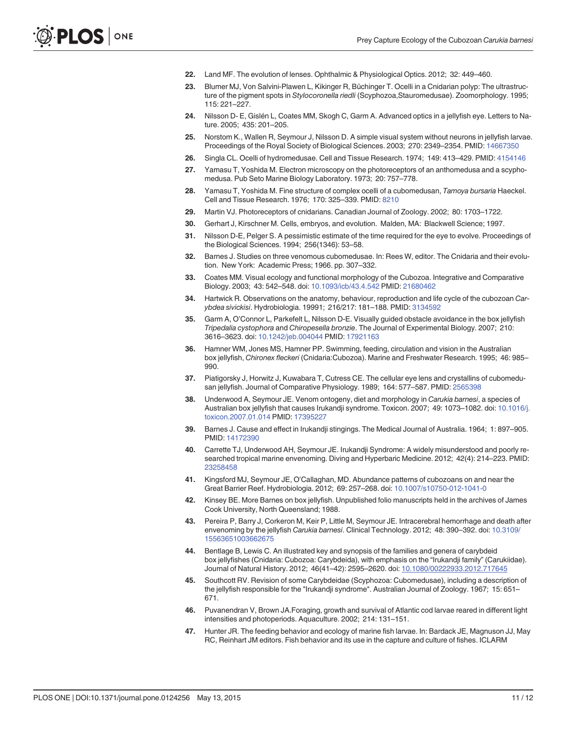22. Land MF. The evolution of lenses. Ophthalmic & Physiological Optics. 2012; 32: 449–460.
23. Blumer MJ, Von Salvini-Plawen L, Kikinger R, Büchinger T. Ocelli in a Cnidarian polyp: The ultrastructure of the pigment spots in *Stylocoronella riedli* (Scyphozoa,Stauromedusae). Zoomorphology. 1995; 115: 221–227.
24. Nilsson D- E, Gislén L, Coates MM, Skogh C, Garm A. Advanced optics in a jellyfish eye. Letters to Nature. 2005; 435: 201–205.
25. Norstom K., Wallen R, Seymour J, Nilsson D. A simple visual system without neurons in jellyfish larvae. Proceedings of the Royal Society of Biological Sciences. 2003; 270: 2349–2354. PMID: 14667350
26. Singla CL. Ocelli of hydromedusae. Cell and Tissue Research. 1974; 149: 413–429. PMID: 4154146
27. Yamasu T, Yoshida M. Electron microscopy on the photoreceptors of an anthomedusa and a scyphomedusa. Pub Seto Marine Biology Laboratory. 1973; 20: 757–778.
28. Yamasu T, Yoshida M. Fine structure of complex ocelli of a cubomedusan, *Tamoya bursaria* Haeckel. Cell and Tissue Research. 1976; 170: 325–339. PMID: 8210
29. Martin VJ. Photoreceptors of cnidarians. Canadian Journal of Zoology. 2002; 80: 1703–1722.
30. Gerhart J, Kirschner M. Cells, embryos, and evolution. Malden, MA: Blackwell Science; 1997.
31. Nilsson D-E, Pelger S. A pessimistic estimate of the time required for the eye to evolve. Proceedings of the Biological Sciences. 1994; 256(1346): 53–58.
32. Barnes J. Studies on three venomous cubomedusae. In: Rees W, editor. The Cnidaria and their evolution. New York: Academic Press; 1966. pp. 307–332.
33. Coates MM. Visual ecology and functional morphology of the Cubozoa. Integrative and Comparative Biology. 2003; 43: 542–548. doi: 10.1093/icb/43.4.542 PMID: 21680462
34. Hartwick R. Observations on the anatomy, behaviour, reproduction and life cycle of the cubozoan *Carybdea sivickisi*. Hydrobiologia. 19991; 216/217: 181–188. PMID: 3134592
35. Garm A, O'Connor L, Parkefelt L, Nilsson D-E. Visually guided obstacle avoidance in the box jellyfish *Tripedalia cystophora* and *Chiropesella bronzie*. The Journal of Experimental Biology. 2007; 210: 3616–3623. doi: 10.1242/jeb.004044 PMID: 17921163
36. Hamner WM, Jones MS, Hamner PP. Swimming, feeding, circulation and vision in the Australian box jellyfish, *Chironex fleckeri* (Cnidaria:Cubozoa). Marine and Freshwater Research. 1995; 46: 985–990.
37. Piatigorsky J, Horwitz J, Kuwabara T, Cutress CE. The cellular eye lens and crystallins of cubomedusan jellyfish. Journal of Comparative Physiology. 1989; 164: 577–587. PMID: 2565398
38. Underwood A, Seymour JE. Venom ontogeny, diet and morphology in *Carukia barnesi*, a species of Australian box jellyfish that causes Irukandji syndrome. Toxicon. 2007; 49: 1073–1082. doi: 10.1016/j.toxicon.2007.01.014 PMID: 17395227
39. Barnes J. Cause and effect in Irukandji stingings. The Medical Journal of Australia. 1964; 1: 897–905. PMID: 14172390
40. Carrette TJ, Underwood AH, Seymour JE. Irukandji Syndrome: A widely misunderstood and poorly researched tropical marine envenoming. Diving and Hyperbaric Medicine. 2012; 42(4): 214–223. PMID: 23258458
41. Kingsford MJ, Seymour JE, O'Callaghan, MD. Abundance patterns of cubozoans on and near the Great Barrier Reef. Hydrobiologia. 2012; 69: 257–268. doi: 10.1007/s10750-012-1041-0
42. Kinsey BE. More Barnes on box jellyfish. Unpublished folio manuscripts held in the archives of James Cook University, North Queensland; 1988.
43. Pereira P, Barry J, Corkeron M, Keir P, Little M, Seymour JE. Intracerebral hemorrhage and death after envenoming by the jellyfish *Carukia barnesi*. Clinical Technology. 2012; 48: 390–392. doi: 10.3109/15563651003662675
44. Bentlage B, Lewis C. An illustrated key and synopsis of the families and genera of carybdeid box jellyfishes (Cnidaria: Cubozoa: Carybdeida), with emphasis on the "Irukandji family" (Carukiidae). Journal of Natural History. 2012; 46(41–42): 2595–2620. doi: 10.1080/00222933.2012.717645
45. Southcott RV. Revision of some Carybdeidae (Scyphozoa: Cubomedusae), including a description of the jellyfish responsible for the "Irukandji syndrome". Australian Journal of Zoology. 1967; 15: 651–671.
46. Puvanendran V, Brown JA.Foraging, growth and survival of Atlantic cod larvae reared in different light intensities and photoperiods. Aquaculture. 2002; 214: 131–151.
47. Hunter JR. The feeding behavior and ecology of marine fish larvae. In: Bardack JE, Magnuson JJ, May RC, Reinhart JM editors. Fish behavior and its use in the capture and culture of fishes. ICLARM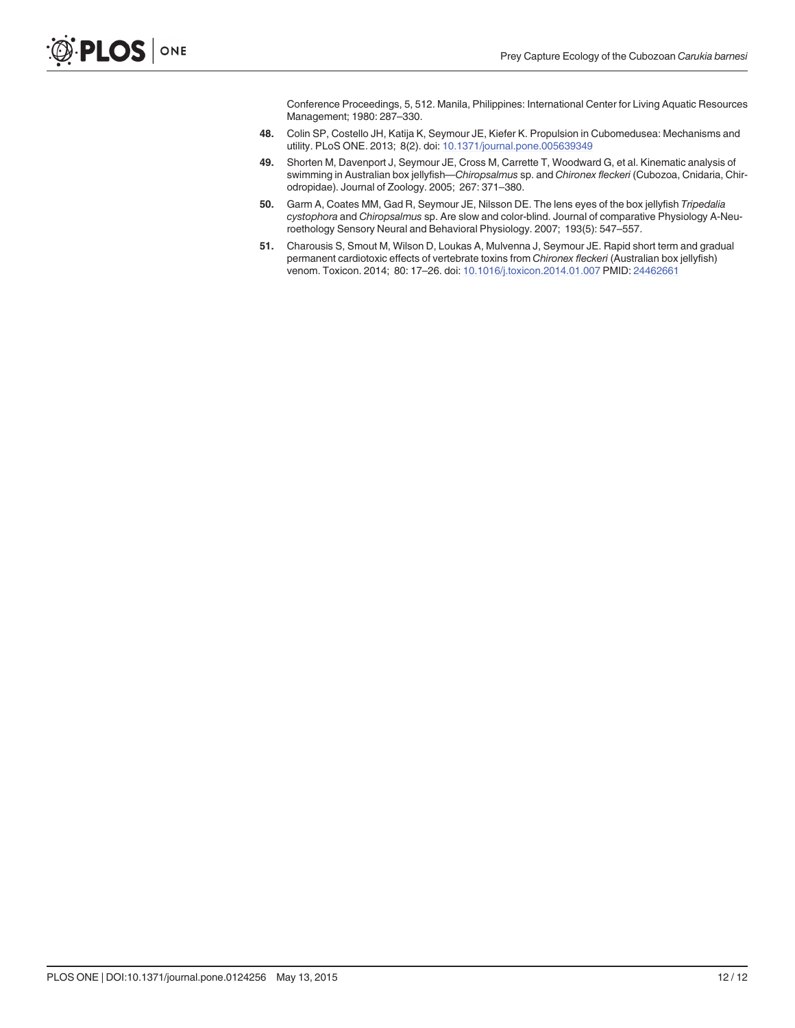Conference Proceedings, 5, 512. Manila, Philippines: International Center for Living Aquatic Resources Management; 1980: 287–330.

48. Colin SP, Costello JH, Katija K, Seymour JE, Kiefer K. Propulsion in Cubomedusea: Mechanisms and utility. PLoS ONE. 2013; 8(2). doi: 10.1371/journal.pone.005639349

49. Shorten M, Davenport J, Seymour JE, Cross M, Carrette T, Woodward G, et al. Kinematic analysis of swimming in Australian box jellyfish—*Chiropsalmus* sp. and *Chironex fleckeri* (Cubozoa, Cnidaria, Chirodropidae). Journal of Zoology. 2005; 267: 371–380.

50. Garm A, Coates MM, Gad R, Seymour JE, Nilsson DE. The lens eyes of the box jellyfish *Tripedalia cystophora* and *Chiropsalmus* sp. Are slow and color-blind. Journal of comparative Physiology A-Neuroethology Sensory Neural and Behavioral Physiology. 2007; 193(5): 547–557.

51. Charousis S, Smout M, Wilson D, Loukas A, Mulvenna J, Seymour JE. Rapid short term and gradual permanent cardiotoxic effects of vertebrate toxins from *Chironex fleckeri* (Australian box jellyfish) venom. Toxicon. 2014; 80: 17–26. doi: 10.1016/j.toxicon.2014.01.007 PMID: 24462661